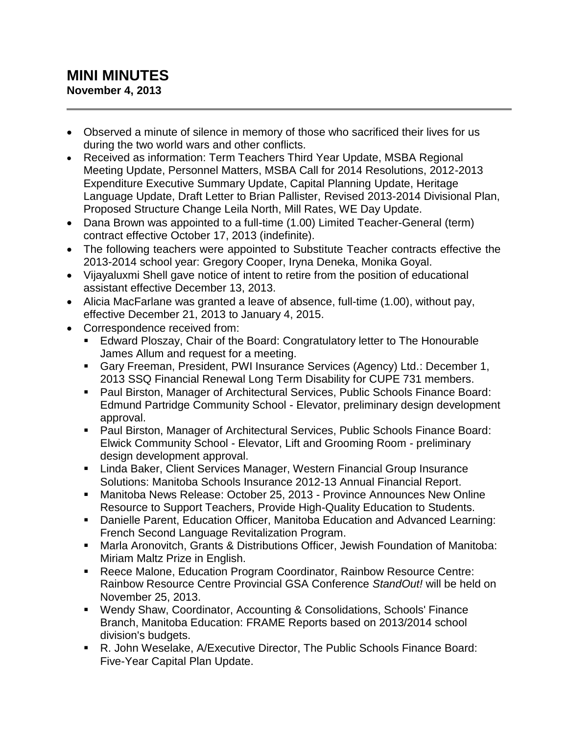# MINI MINUTES

**November 4, 2013**

---

- Observed a minute of silence in memory of those who sacrificed their lives for us during the two world wars and other conflicts.
- Received as information: Term Teachers Third Year Update, MSBA Regional Meeting Update, Personnel Matters, MSBA Call for 2014 Resolutions, 2012-2013 Expenditure Executive Summary Update, Capital Planning Update, Heritage Language Update, Draft Letter to Brian Pallister, Revised 2013-2014 Divisional Plan, Proposed Structure Change Leila North, Mill Rates, WE Day Update.
- Dana Brown was appointed to a full-time (1.00) Limited Teacher-General (term) contract effective October 17, 2013 (indefinite).
- The following teachers were appointed to Substitute Teacher contracts effective the 2013-2014 school year: Gregory Cooper, Iryna Deneka, Monika Goyal.
- Vijayaluxmi Shell gave notice of intent to retire from the position of educational assistant effective December 13, 2013.
- Alicia MacFarlane was granted a leave of absence, full-time (1.00), without pay, effective December 21, 2013 to January 4, 2015.
- Correspondence received from:
  - Edward Ploszay, Chair of the Board: Congratulatory letter to The Honourable James Allum and request for a meeting.
  - Gary Freeman, President, PWI Insurance Services (Agency) Ltd.: December 1, 2013 SSQ Financial Renewal Long Term Disability for CUPE 731 members.
  - Paul Birston, Manager of Architectural Services, Public Schools Finance Board: Edmund Partridge Community School - Elevator, preliminary design development approval.
  - Paul Birston, Manager of Architectural Services, Public Schools Finance Board: Elwick Community School - Elevator, Lift and Grooming Room - preliminary design development approval.
  - Linda Baker, Client Services Manager, Western Financial Group Insurance Solutions: Manitoba Schools Insurance 2012-13 Annual Financial Report.
  - Manitoba News Release: October 25, 2013 - Province Announces New Online Resource to Support Teachers, Provide High-Quality Education to Students.
  - Danielle Parent, Education Officer, Manitoba Education and Advanced Learning: French Second Language Revitalization Program.
  - Marla Aronovitch, Grants & Distributions Officer, Jewish Foundation of Manitoba: Miriam Maltz Prize in English.
  - Reece Malone, Education Program Coordinator, Rainbow Resource Centre: Rainbow Resource Centre Provincial GSA Conference *StandOut!* will be held on November 25, 2013.
  - Wendy Shaw, Coordinator, Accounting & Consolidations, Schools' Finance Branch, Manitoba Education: FRAME Reports based on 2013/2014 school division's budgets.
  - R. John Weselake, A/Executive Director, The Public Schools Finance Board: Five-Year Capital Plan Update.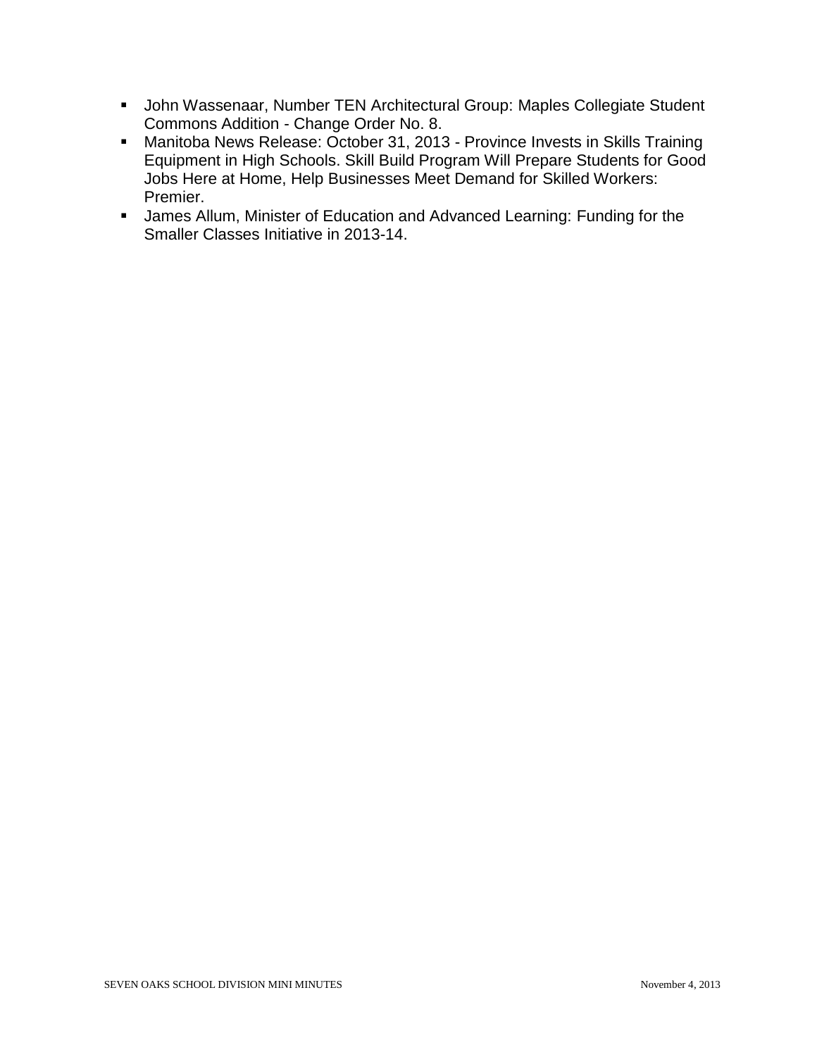- John Wassenaar, Number TEN Architectural Group: Maples Collegiate Student Commons Addition - Change Order No. 8.
- Manitoba News Release: October 31, 2013 - Province Invests in Skills Training Equipment in High Schools. Skill Build Program Will Prepare Students for Good Jobs Here at Home, Help Businesses Meet Demand for Skilled Workers: Premier.
- James Allum, Minister of Education and Advanced Learning: Funding for the Smaller Classes Initiative in 2013-14.